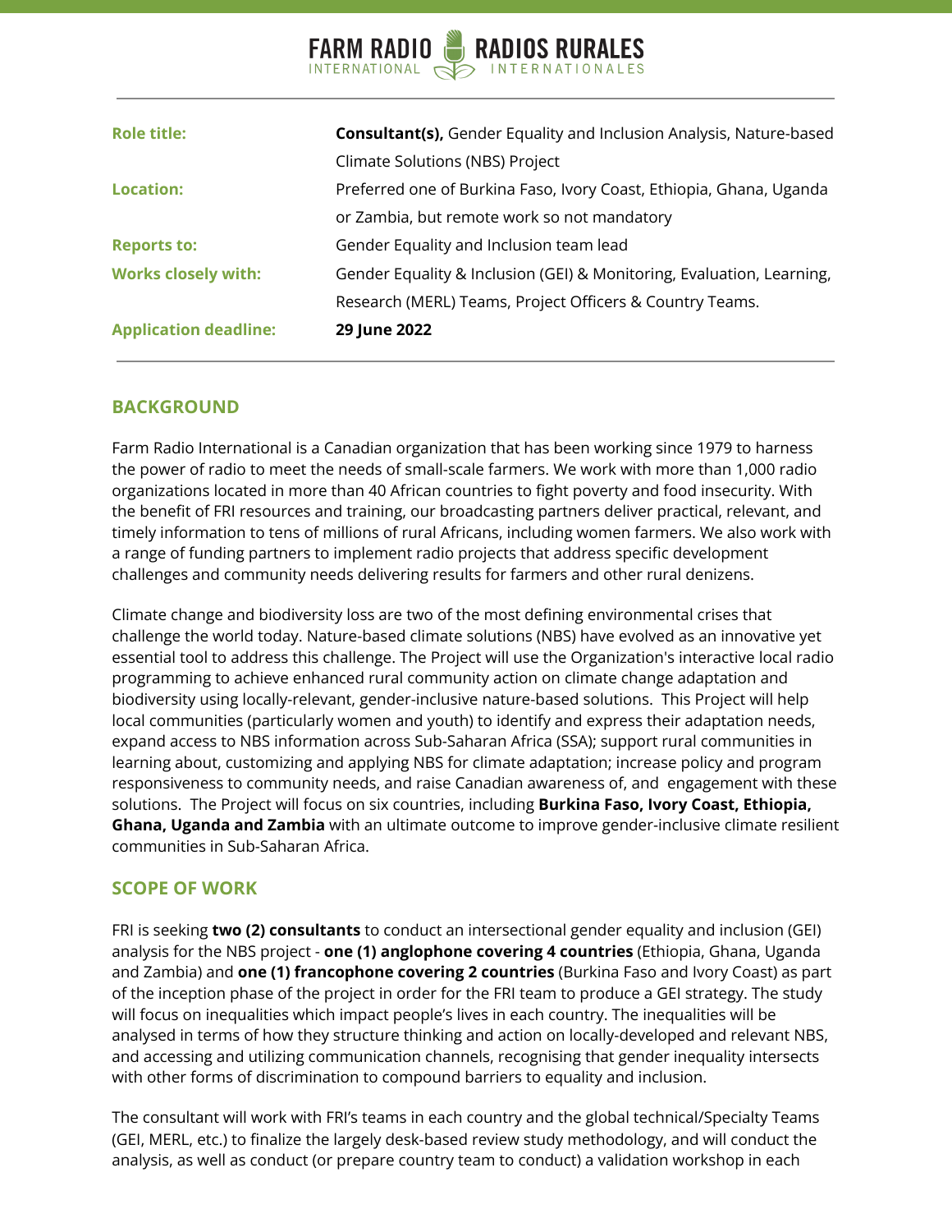FARM RADIO INTERNATIONAL | RADIOS RURALES INTERNATIONALES

| | |
|---|---|
| **Role title:** | **Consultant(s),** Gender Equality and Inclusion Analysis, Nature-based Climate Solutions (NBS) Project |
| **Location:** | Preferred one of Burkina Faso, Ivory Coast, Ethiopia, Ghana, Uganda or Zambia, but remote work so not mandatory |
| **Reports to:** | Gender Equality and Inclusion team lead |
| **Works closely with:** | Gender Equality & Inclusion (GEI) & Monitoring, Evaluation, Learning, Research (MERL) Teams, Project Officers & Country Teams. |
| **Application deadline:** | **29 June 2022** |

## BACKGROUND

Farm Radio International is a Canadian organization that has been working since 1979 to harness the power of radio to meet the needs of small-scale farmers. We work with more than 1,000 radio organizations located in more than 40 African countries to fight poverty and food insecurity. With the benefit of FRI resources and training, our broadcasting partners deliver practical, relevant, and timely information to tens of millions of rural Africans, including women farmers. We also work with a range of funding partners to implement radio projects that address specific development challenges and community needs delivering results for farmers and other rural denizens.

Climate change and biodiversity loss are two of the most defining environmental crises that challenge the world today. Nature-based climate solutions (NBS) have evolved as an innovative yet essential tool to address this challenge. The Project will use the Organization's interactive local radio programming to achieve enhanced rural community action on climate change adaptation and biodiversity using locally-relevant, gender-inclusive nature-based solutions. This Project will help local communities (particularly women and youth) to identify and express their adaptation needs, expand access to NBS information across Sub-Saharan Africa (SSA); support rural communities in learning about, customizing and applying NBS for climate adaptation; increase policy and program responsiveness to community needs, and raise Canadian awareness of, and engagement with these solutions. The Project will focus on six countries, including **Burkina Faso, Ivory Coast, Ethiopia, Ghana, Uganda and Zambia** with an ultimate outcome to improve gender-inclusive climate resilient communities in Sub-Saharan Africa.

## SCOPE OF WORK

FRI is seeking **two (2) consultants** to conduct an intersectional gender equality and inclusion (GEI) analysis for the NBS project - **one (1) anglophone covering 4 countries** (Ethiopia, Ghana, Uganda and Zambia) and **one (1) francophone covering 2 countries** (Burkina Faso and Ivory Coast) as part of the inception phase of the project in order for the FRI team to produce a GEI strategy. The study will focus on inequalities which impact people's lives in each country. The inequalities will be analysed in terms of how they structure thinking and action on locally-developed and relevant NBS, and accessing and utilizing communication channels, recognising that gender inequality intersects with other forms of discrimination to compound barriers to equality and inclusion.

The consultant will work with FRI's teams in each country and the global technical/Specialty Teams (GEI, MERL, etc.) to finalize the largely desk-based review study methodology, and will conduct the analysis, as well as conduct (or prepare country team to conduct) a validation workshop in each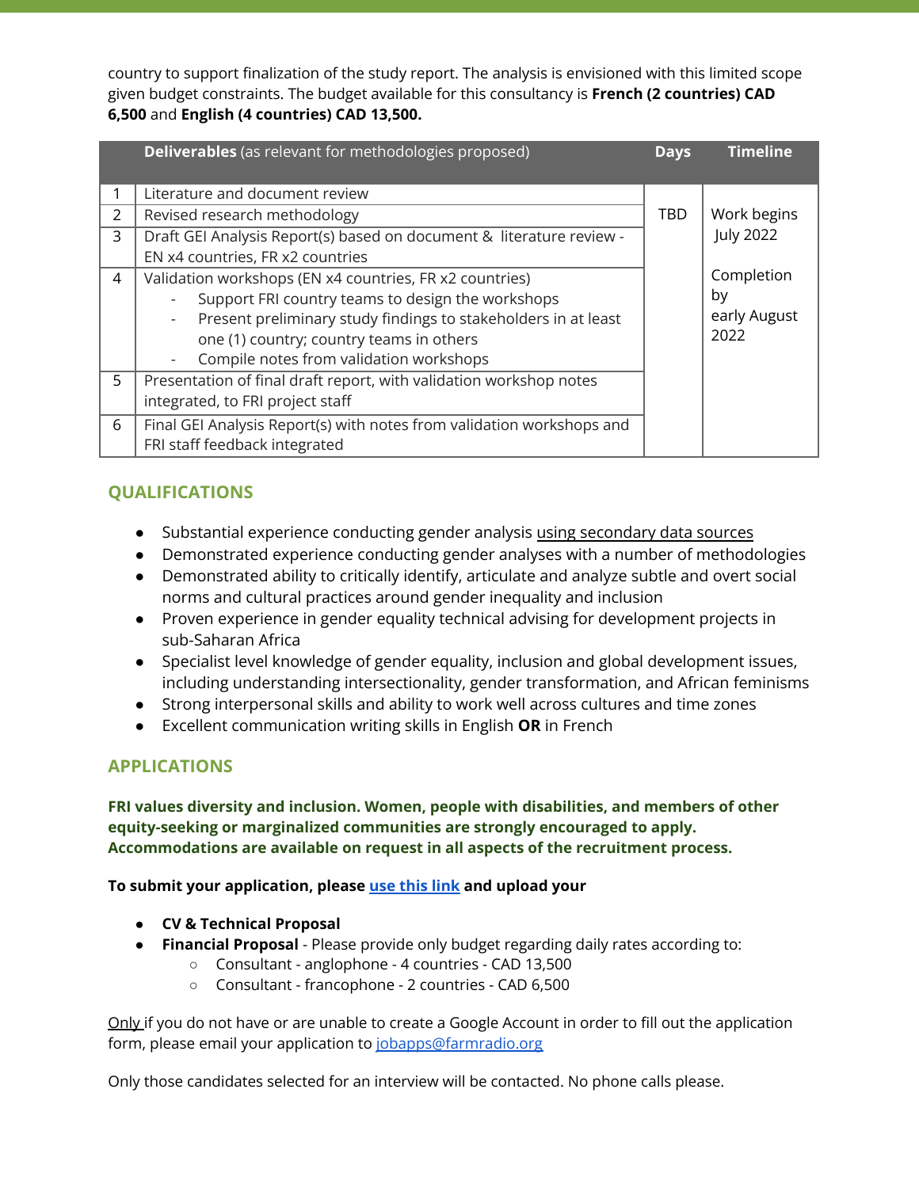country to support finalization of the study report. The analysis is envisioned with this limited scope given budget constraints. The budget available for this consultancy is **French (2 countries) CAD 6,500** and **English (4 countries) CAD 13,500.**

| | **Deliverables** (as relevant for methodologies proposed) | **Days** | **Timeline** |
|---|---|---|---|
| 1 | Literature and document review | TBD | Work begins July 2022<br><br>Completion by early August 2022 |
| 2 | Revised research methodology | | |
| 3 | Draft GEI Analysis Report(s) based on document & literature review - EN x4 countries, FR x2 countries | | |
| 4 | Validation workshops (EN x4 countries, FR x2 countries)<br>- Support FRI country teams to design the workshops<br>- Present preliminary study findings to stakeholders in at least one (1) country; country teams in others<br>- Compile notes from validation workshops | | |
| 5 | Presentation of final draft report, with validation workshop notes integrated, to FRI project staff | | |
| 6 | Final GEI Analysis Report(s) with notes from validation workshops and FRI staff feedback integrated | | |

## QUALIFICATIONS

- Substantial experience conducting gender analysis using secondary data sources
- Demonstrated experience conducting gender analyses with a number of methodologies
- Demonstrated ability to critically identify, articulate and analyze subtle and overt social norms and cultural practices around gender inequality and inclusion
- Proven experience in gender equality technical advising for development projects in sub-Saharan Africa
- Specialist level knowledge of gender equality, inclusion and global development issues, including understanding intersectionality, gender transformation, and African feminisms
- Strong interpersonal skills and ability to work well across cultures and time zones
- Excellent communication writing skills in English **OR** in French

## APPLICATIONS

**FRI values diversity and inclusion. Women, people with disabilities, and members of other equity-seeking or marginalized communities are strongly encouraged to apply. Accommodations are available on request in all aspects of the recruitment process.**

**To submit your application, please use this link and upload your**

- **CV & Technical Proposal**
- **Financial Proposal** - Please provide only budget regarding daily rates according to:
  - Consultant - anglophone - 4 countries - CAD 13,500
  - Consultant - francophone - 2 countries - CAD 6,500

Only if you do not have or are unable to create a Google Account in order to fill out the application form, please email your application to jobapps@farmradio.org

Only those candidates selected for an interview will be contacted. No phone calls please.